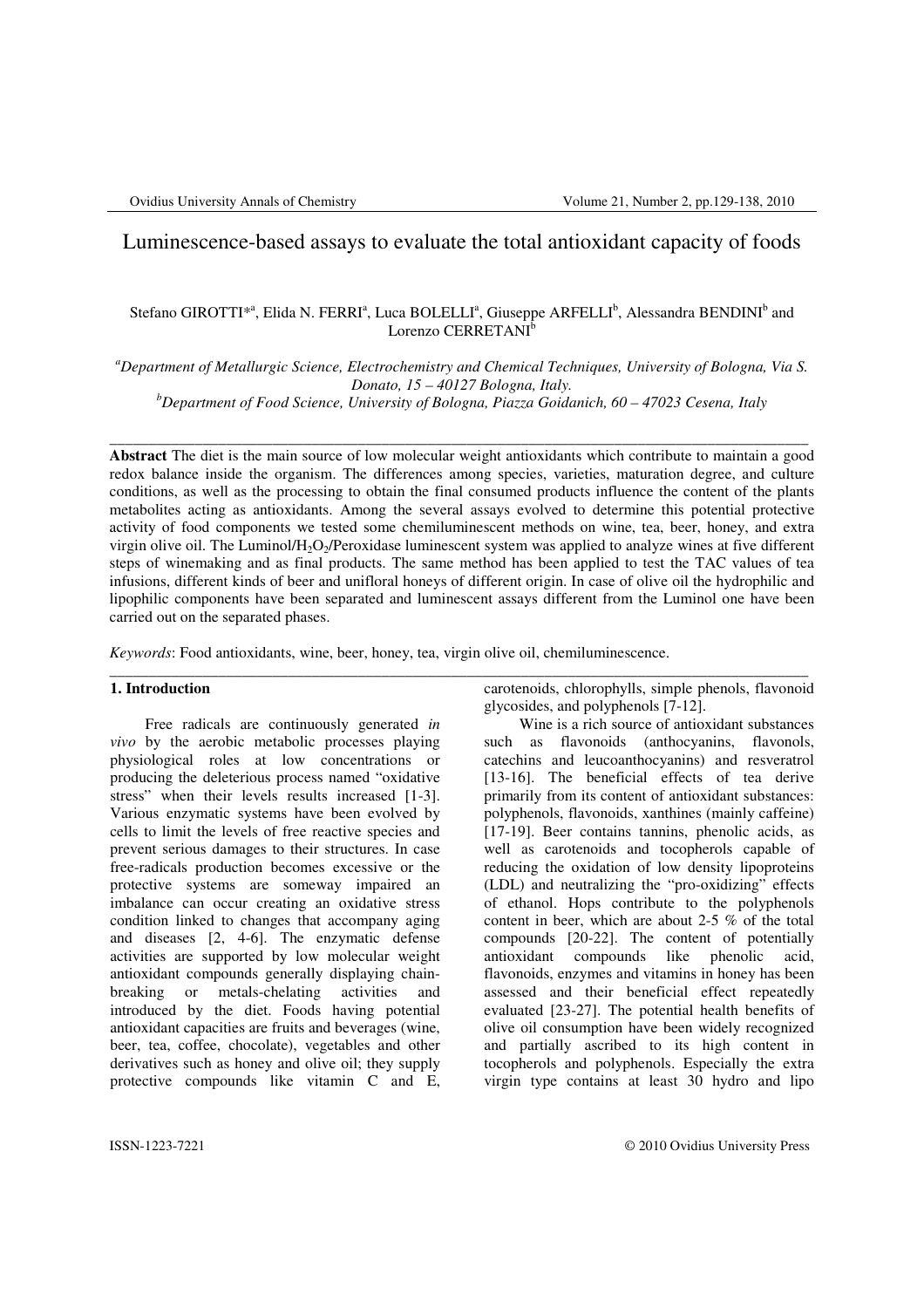# Luminescence-based assays to evaluate the total antioxidant capacity of foods

Stefano GIROTTI*[a], Elida N. FERRI[a], Luca BOLELLI[a], Giuseppe ARFELLI[b], Alessandra BENDINI[b] and Lorenzo CERRETANI[b]

[a]*Department of Metallurgic Science, Electrochemistry and Chemical Techniques, University of Bologna, Via S. Donato, 15 – 40127 Bologna, Italy.*
[b]*Department of Food Science, University of Bologna, Piazza Goidanich, 60 – 47023 Cesena, Italy*

---

**Abstract** The diet is the main source of low molecular weight antioxidants which contribute to maintain a good redox balance inside the organism. The differences among species, varieties, maturation degree, and culture conditions, as well as the processing to obtain the final consumed products influence the content of the plants metabolites acting as antioxidants. Among the several assays evolved to determine this potential protective activity of food components we tested some chemiluminescent methods on wine, tea, beer, honey, and extra virgin olive oil. The Luminol/$H_2O_2$/Peroxidase luminescent system was applied to analyze wines at five different steps of winemaking and as final products. The same method has been applied to test the TAC values of tea infusions, different kinds of beer and unifloral honeys of different origin. In case of olive oil the hydrophilic and lipophilic components have been separated and luminescent assays different from the Luminol one have been carried out on the separated phases.

*Keywords*: Food antioxidants, wine, beer, honey, tea, virgin olive oil, chemiluminescence.

---

## 1. Introduction

Free radicals are continuously generated *in vivo* by the aerobic metabolic processes playing physiological roles at low concentrations or producing the deleterious process named "oxidative stress" when their levels results increased [1-3]. Various enzymatic systems have been evolved by cells to limit the levels of free reactive species and prevent serious damages to their structures. In case free-radicals production becomes excessive or the protective systems are someway impaired an imbalance can occur creating an oxidative stress condition linked to changes that accompany aging and diseases [2, 4-6]. The enzymatic defense activities are supported by low molecular weight antioxidant compounds generally displaying chain-breaking or metals-chelating activities and introduced by the diet. Foods having potential antioxidant capacities are fruits and beverages (wine, beer, tea, coffee, chocolate), vegetables and other derivatives such as honey and olive oil; they supply protective compounds like vitamin C and E, carotenoids, chlorophylls, simple phenols, flavonoid glycosides, and polyphenols [7-12].

Wine is a rich source of antioxidant substances such as flavonoids (anthocyanins, flavonols, catechins and leucoanthocyanins) and resveratrol [13-16]. The beneficial effects of tea derive primarily from its content of antioxidant substances: polyphenols, flavonoids, xanthines (mainly caffeine) [17-19]. Beer contains tannins, phenolic acids, as well as carotenoids and tocopherols capable of reducing the oxidation of low density lipoproteins (LDL) and neutralizing the "pro-oxidizing" effects of ethanol. Hops contribute to the polyphenols content in beer, which are about 2-5 % of the total compounds [20-22]. The content of potentially antioxidant compounds like phenolic acid, flavonoids, enzymes and vitamins in honey has been assessed and their beneficial effect repeatedly evaluated [23-27]. The potential health benefits of olive oil consumption have been widely recognized and partially ascribed to its high content in tocopherols and polyphenols. Especially the extra virgin type contains at least 30 hydro and lipo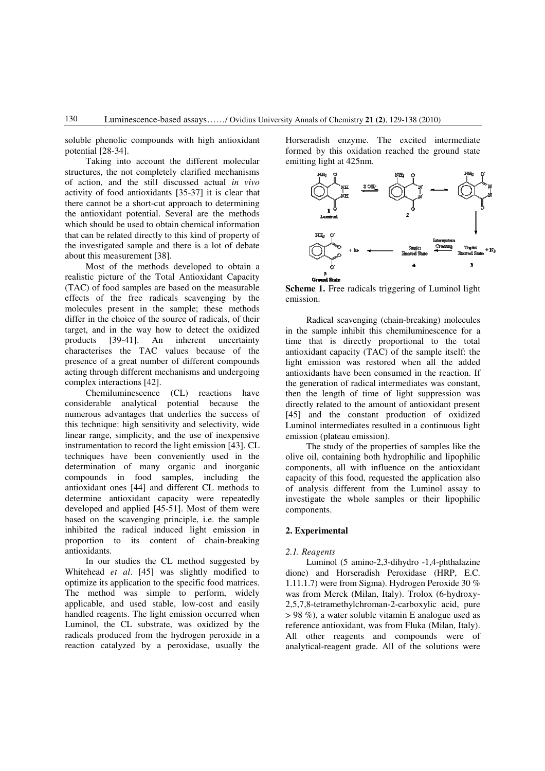soluble phenolic compounds with high antioxidant potential [28-34].

Taking into account the different molecular structures, the not completely clarified mechanisms of action, and the still discussed actual *in vivo* activity of food antioxidants [35-37] it is clear that there cannot be a short-cut approach to determining the antioxidant potential. Several are the methods which should be used to obtain chemical information that can be related directly to this kind of property of the investigated sample and there is a lot of debate about this measurement [38].

Most of the methods developed to obtain a realistic picture of the Total Antioxidant Capacity (TAC) of food samples are based on the measurable effects of the free radicals scavenging by the molecules present in the sample; these methods differ in the choice of the source of radicals, of their target, and in the way how to detect the oxidized products [39-41]. An inherent uncertainty characterises the TAC values because of the presence of a great number of different compounds acting through different mechanisms and undergoing complex interactions [42].

Chemiluminescence (CL) reactions have considerable analytical potential because the numerous advantages that underlies the success of this technique: high sensitivity and selectivity, wide linear range, simplicity, and the use of inexpensive instrumentation to record the light emission [43]. CL techniques have been conveniently used in the determination of many organic and inorganic compounds in food samples, including the antioxidant ones [44] and different CL methods to determine antioxidant capacity were repeatedly developed and applied [45-51]. Most of them were based on the scavenging principle, i.e. the sample inhibited the radical induced light emission in proportion to its content of chain-breaking antioxidants.

In our studies the CL method suggested by Whitehead *et al*. [45] was slightly modified to optimize its application to the specific food matrices. The method was simple to perform, widely applicable, and used stable, low-cost and easily handled reagents. The light emission occurred when Luminol, the CL substrate, was oxidized by the radicals produced from the hydrogen peroxide in a reaction catalyzed by a peroxidase, usually the Horseradish enzyme. The excited intermediate formed by this oxidation reached the ground state emitting light at 425nm.

**Scheme 1.** Free radicals triggering of Luminol light emission.

Radical scavenging (chain-breaking) molecules in the sample inhibit this chemiluminescence for a time that is directly proportional to the total antioxidant capacity (TAC) of the sample itself: the light emission was restored when all the added antioxidants have been consumed in the reaction. If the generation of radical intermediates was constant, then the length of time of light suppression was directly related to the amount of antioxidant present [45] and the constant production of oxidized Luminol intermediates resulted in a continuous light emission (plateau emission).

The study of the properties of samples like the olive oil, containing both hydrophilic and lipophilic components, all with influence on the antioxidant capacity of this food, requested the application also of analysis different from the Luminol assay to investigate the whole samples or their lipophilic components.

## 2. Experimental

### *2.1. Reagents*

Luminol (5 amino-2,3-dihydro -1,4-phthalazine dione) and Horseradish Peroxidase (HRP, E.C. 1.11.1.7) were from Sigma). Hydrogen Peroxide 30 % was from Merck (Milan, Italy). Trolox (6-hydroxy-2,5,7,8-tetramethylchroman-2-carboxylic acid, pure > 98 %), a water soluble vitamin E analogue used as reference antioxidant, was from Fluka (Milan, Italy). All other reagents and compounds were of analytical-reagent grade. All of the solutions were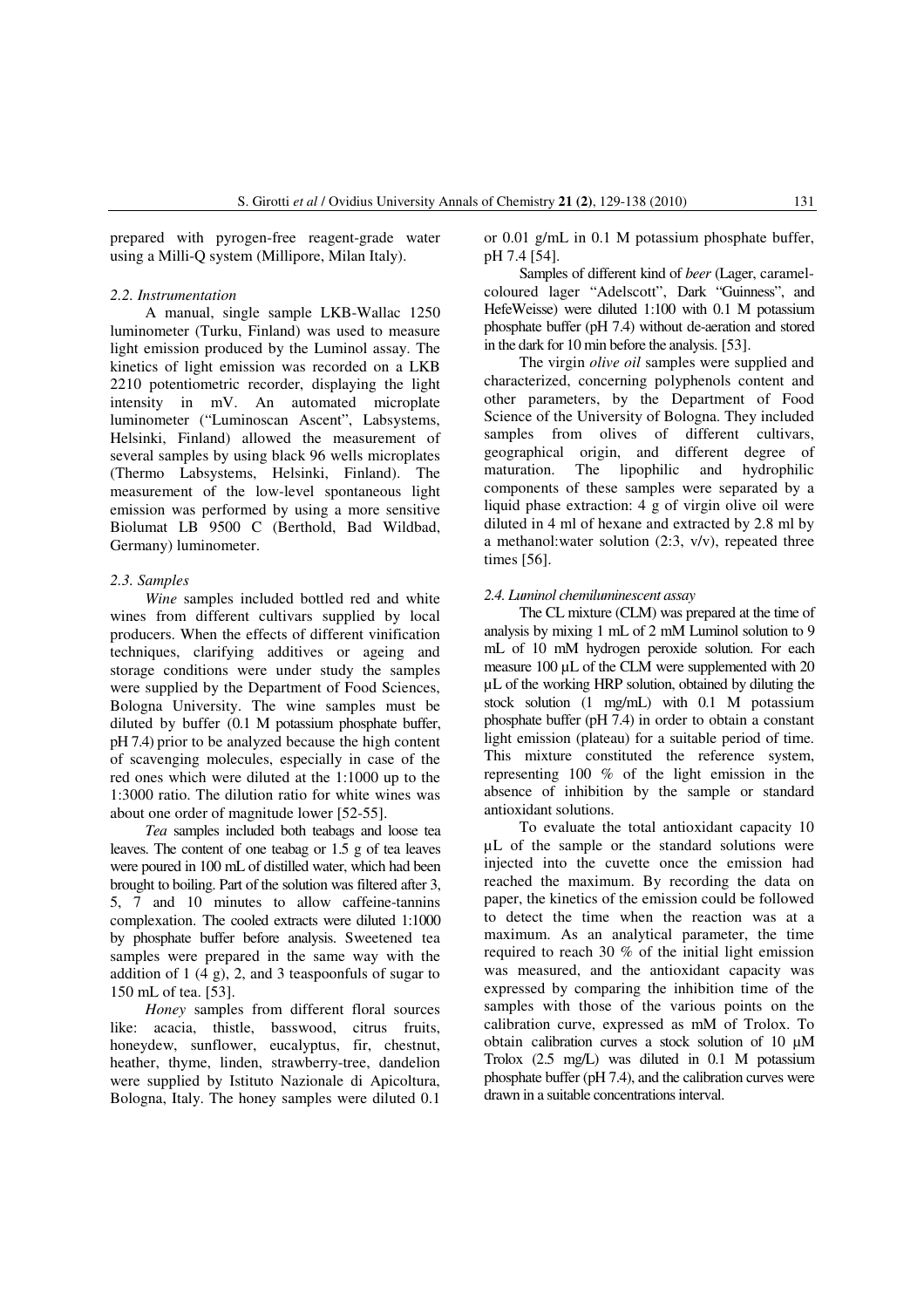prepared with pyrogen-free reagent-grade water using a Milli-Q system (Millipore, Milan Italy).

### 2.2. Instrumentation

A manual, single sample LKB-Wallac 1250 luminometer (Turku, Finland) was used to measure light emission produced by the Luminol assay. The kinetics of light emission was recorded on a LKB 2210 potentiometric recorder, displaying the light intensity in mV. An automated microplate luminometer ("Luminoscan Ascent", Labsystems, Helsinki, Finland) allowed the measurement of several samples by using black 96 wells microplates (Thermo Labsystems, Helsinki, Finland). The measurement of the low-level spontaneous light emission was performed by using a more sensitive Biolumat LB 9500 C (Berthold, Bad Wildbad, Germany) luminometer.

### 2.3. Samples

*Wine* samples included bottled red and white wines from different cultivars supplied by local producers. When the effects of different vinification techniques, clarifying additives or ageing and storage conditions were under study the samples were supplied by the Department of Food Sciences, Bologna University. The wine samples must be diluted by buffer (0.1 M potassium phosphate buffer, pH 7.4) prior to be analyzed because the high content of scavenging molecules, especially in case of the red ones which were diluted at the 1:1000 up to the 1:3000 ratio. The dilution ratio for white wines was about one order of magnitude lower [52-55].

*Tea* samples included both teabags and loose tea leaves. The content of one teabag or 1.5 g of tea leaves were poured in 100 mL of distilled water, which had been brought to boiling. Part of the solution was filtered after 3, 5, 7 and 10 minutes to allow caffeine-tannins complexation. The cooled extracts were diluted 1:1000 by phosphate buffer before analysis. Sweetened tea samples were prepared in the same way with the addition of 1 (4 g), 2, and 3 teaspoonfuls of sugar to 150 mL of tea. [53].

*Honey* samples from different floral sources like: acacia, thistle, basswood, citrus fruits, honeydew, sunflower, eucalyptus, fir, chestnut, heather, thyme, linden, strawberry-tree, dandelion were supplied by Istituto Nazionale di Apicoltura, Bologna, Italy. The honey samples were diluted 0.1 or 0.01 g/mL in 0.1 M potassium phosphate buffer, pH 7.4 [54].

Samples of different kind of *beer* (Lager, caramel-coloured lager "Adelscott", Dark "Guinness", and HefeWeisse) were diluted 1:100 with 0.1 M potassium phosphate buffer (pH 7.4) without de-aeration and stored in the dark for 10 min before the analysis. [53].

The virgin *olive oil* samples were supplied and characterized, concerning polyphenols content and other parameters, by the Department of Food Science of the University of Bologna. They included samples from olives of different cultivars, geographical origin, and different degree of maturation. The lipophilic and hydrophilic components of these samples were separated by a liquid phase extraction: 4 g of virgin olive oil were diluted in 4 ml of hexane and extracted by 2.8 ml by a methanol:water solution (2:3, v/v), repeated three times [56].

### 2.4. Luminol chemiluminescent assay

The CL mixture (CLM) was prepared at the time of analysis by mixing 1 mL of 2 mM Luminol solution to 9 mL of 10 mM hydrogen peroxide solution. For each measure 100 µL of the CLM were supplemented with 20 µL of the working HRP solution, obtained by diluting the stock solution (1 mg/mL) with 0.1 M potassium phosphate buffer (pH 7.4) in order to obtain a constant light emission (plateau) for a suitable period of time. This mixture constituted the reference system, representing 100 % of the light emission in the absence of inhibition by the sample or standard antioxidant solutions.

To evaluate the total antioxidant capacity 10 µL of the sample or the standard solutions were injected into the cuvette once the emission had reached the maximum. By recording the data on paper, the kinetics of the emission could be followed to detect the time when the reaction was at a maximum. As an analytical parameter, the time required to reach 30 % of the initial light emission was measured, and the antioxidant capacity was expressed by comparing the inhibition time of the samples with those of the various points on the calibration curve, expressed as mM of Trolox. To obtain calibration curves a stock solution of 10 µM Trolox (2.5 mg/L) was diluted in 0.1 M potassium phosphate buffer (pH 7.4), and the calibration curves were drawn in a suitable concentrations interval.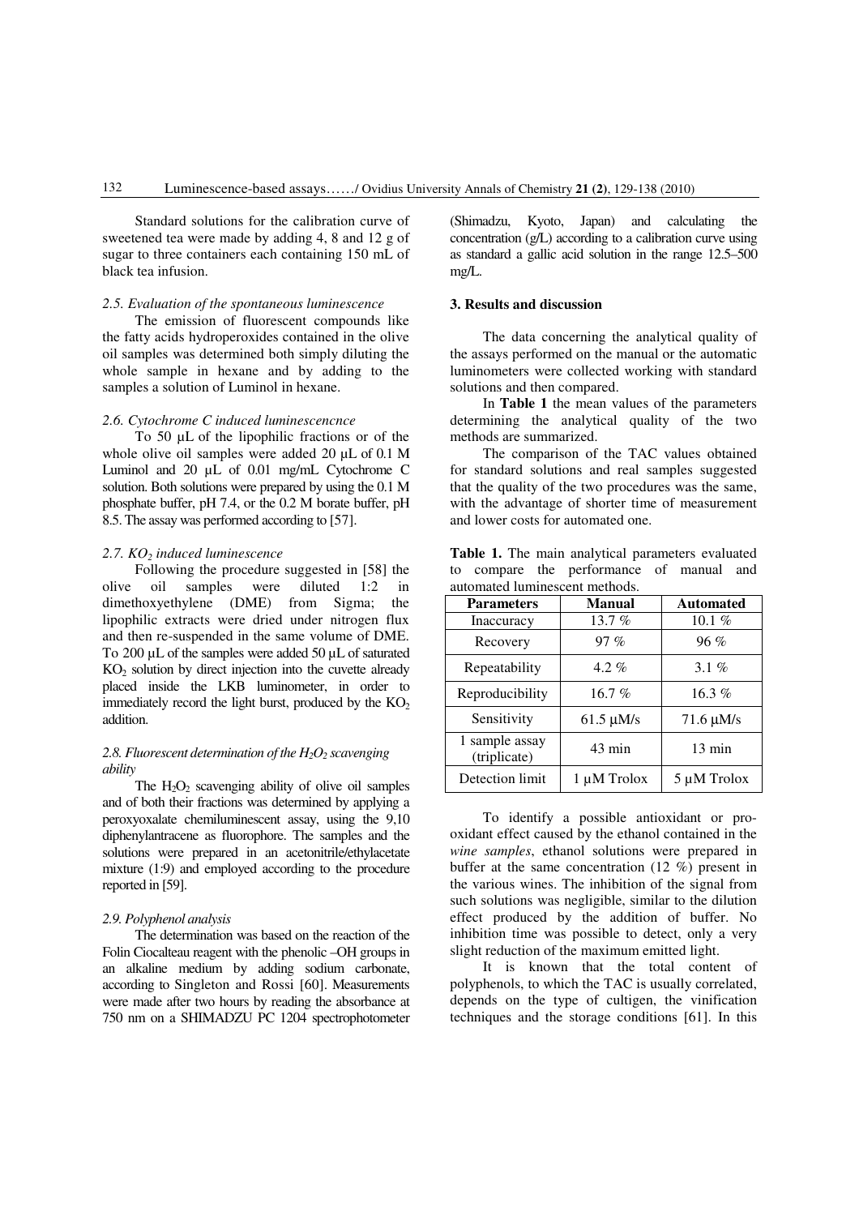Standard solutions for the calibration curve of sweetened tea were made by adding 4, 8 and 12 g of sugar to three containers each containing 150 mL of black tea infusion.

### *2.5. Evaluation of the spontaneous luminescence*

The emission of fluorescent compounds like the fatty acids hydroperoxides contained in the olive oil samples was determined both simply diluting the whole sample in hexane and by adding to the samples a solution of Luminol in hexane.

### *2.6. Cytochrome C induced luminescencnce*

To 50 µL of the lipophilic fractions or of the whole olive oil samples were added 20 µL of 0.1 M Luminol and 20 µL of 0.01 mg/mL Cytochrome C solution. Both solutions were prepared by using the 0.1 M phosphate buffer, pH 7.4, or the 0.2 M borate buffer, pH 8.5. The assay was performed according to [57].

### *2.7. $KO_2$ induced luminescence*

Following the procedure suggested in [58] the olive oil samples were diluted 1:2 in dimethoxyethylene (DME) from Sigma; the lipophilic extracts were dried under nitrogen flux and then re-suspended in the same volume of DME. To 200 µL of the samples were added 50 µL of saturated $KO_2$ solution by direct injection into the cuvette already placed inside the LKB luminometer, in order to immediately record the light burst, produced by the $KO_2$ addition.

### *2.8. Fluorescent determination of the $H_2O_2$ scavenging ability*

The $H_2O_2$ scavenging ability of olive oil samples and of both their fractions was determined by applying a peroxyoxalate chemiluminescent assay, using the 9,10 diphenylantracene as fluorophore. The samples and the solutions were prepared in an acetonitrile/ethylacetate mixture (1:9) and employed according to the procedure reported in [59].

### *2.9. Polyphenol analysis*

The determination was based on the reaction of the Folin Ciocalteau reagent with the phenolic –OH groups in an alkaline medium by adding sodium carbonate, according to Singleton and Rossi [60]. Measurements were made after two hours by reading the absorbance at 750 nm on a SHIMADZU PC 1204 spectrophotometer (Shimadzu, Kyoto, Japan) and calculating the concentration (g/L) according to a calibration curve using as standard a gallic acid solution in the range 12.5–500 mg/L.

## 3. Results and discussion

The data concerning the analytical quality of the assays performed on the manual or the automatic luminometers were collected working with standard solutions and then compared.

In **Table 1** the mean values of the parameters determining the analytical quality of the two methods are summarized.

The comparison of the TAC values obtained for standard solutions and real samples suggested that the quality of the two procedures was the same, with the advantage of shorter time of measurement and lower costs for automated one.

**Table 1.** The main analytical parameters evaluated to compare the performance of manual and automated luminescent methods.

| Parameters | Manual | Automated |
|---|---|---|
| Inaccuracy | 13.7 % | 10.1 % |
| Recovery | 97 % | 96 % |
| Repeatability | 4.2 % | 3.1 % |
| Reproducibility | 16.7 % | 16.3 % |
| Sensitivity | 61.5 µM/s | 71.6 µM/s |
| 1 sample assay (triplicate) | 43 min | 13 min |
| Detection limit | 1 µM Trolox | 5 µM Trolox |

To identify a possible antioxidant or pro-oxidant effect caused by the ethanol contained in the *wine samples*, ethanol solutions were prepared in buffer at the same concentration (12 %) present in the various wines. The inhibition of the signal from such solutions was negligible, similar to the dilution effect produced by the addition of buffer. No inhibition time was possible to detect, only a very slight reduction of the maximum emitted light.

It is known that the total content of polyphenols, to which the TAC is usually correlated, depends on the type of cultigen, the vinification techniques and the storage conditions [61]. In this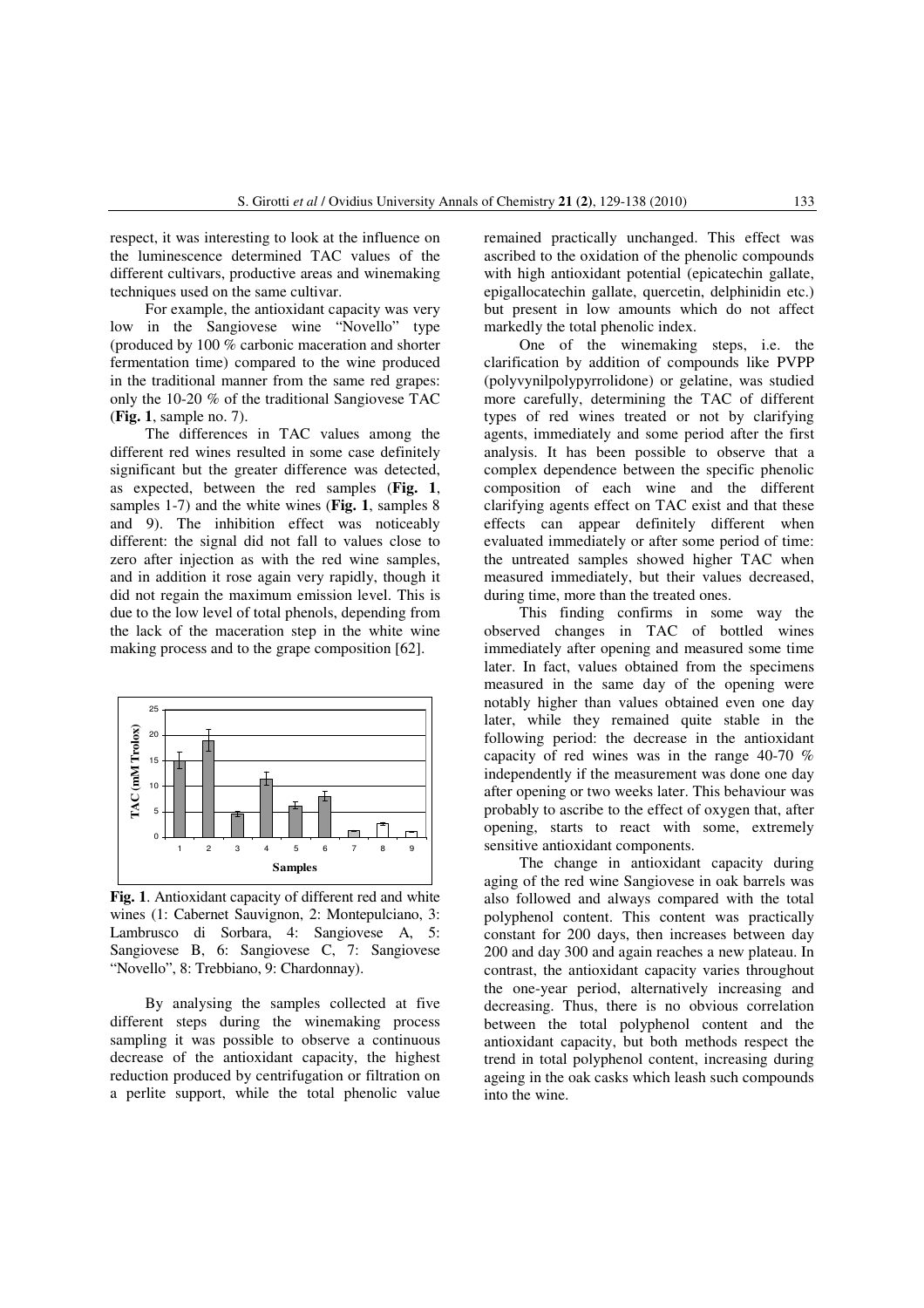respect, it was interesting to look at the influence on the luminescence determined TAC values of the different cultivars, productive areas and winemaking techniques used on the same cultivar.

For example, the antioxidant capacity was very low in the Sangiovese wine "Novello" type (produced by 100 % carbonic maceration and shorter fermentation time) compared to the wine produced in the traditional manner from the same red grapes: only the 10-20 % of the traditional Sangiovese TAC (**Fig. 1**, sample no. 7).

The differences in TAC values among the different red wines resulted in some case definitely significant but the greater difference was detected, as expected, between the red samples (**Fig. 1**, samples 1-7) and the white wines (**Fig. 1**, samples 8 and 9). The inhibition effect was noticeably different: the signal did not fall to values close to zero after injection as with the red wine samples, and in addition it rose again very rapidly, though it did not regain the maximum emission level. This is due to the low level of total phenols, depending from the lack of the maceration step in the white wine making process and to the grape composition [62].

**Fig. 1**. Antioxidant capacity of different red and white wines (1: Cabernet Sauvignon, 2: Montepulciano, 3: Lambrusco di Sorbara, 4: Sangiovese A, 5: Sangiovese B, 6: Sangiovese C, 7: Sangiovese "Novello", 8: Trebbiano, 9: Chardonnay).

By analysing the samples collected at five different steps during the winemaking process sampling it was possible to observe a continuous decrease of the antioxidant capacity, the highest reduction produced by centrifugation or filtration on a perlite support, while the total phenolic value remained practically unchanged. This effect was ascribed to the oxidation of the phenolic compounds with high antioxidant potential (epicatechin gallate, epigallocatechin gallate, quercetin, delphinidin etc.) but present in low amounts which do not affect markedly the total phenolic index.

One of the winemaking steps, i.e. the clarification by addition of compounds like PVPP (polyvynilpolypyrrolidone) or gelatine, was studied more carefully, determining the TAC of different types of red wines treated or not by clarifying agents, immediately and some period after the first analysis. It has been possible to observe that a complex dependence between the specific phenolic composition of each wine and the different clarifying agents effect on TAC exist and that these effects can appear definitely different when evaluated immediately or after some period of time: the untreated samples showed higher TAC when measured immediately, but their values decreased, during time, more than the treated ones.

This finding confirms in some way the observed changes in TAC of bottled wines immediately after opening and measured some time later. In fact, values obtained from the specimens measured in the same day of the opening were notably higher than values obtained even one day later, while they remained quite stable in the following period: the decrease in the antioxidant capacity of red wines was in the range 40-70 % independently if the measurement was done one day after opening or two weeks later. This behaviour was probably to ascribe to the effect of oxygen that, after opening, starts to react with some, extremely sensitive antioxidant components.

The change in antioxidant capacity during aging of the red wine Sangiovese in oak barrels was also followed and always compared with the total polyphenol content. This content was practically constant for 200 days, then increases between day 200 and day 300 and again reaches a new plateau. In contrast, the antioxidant capacity varies throughout the one-year period, alternatively increasing and decreasing. Thus, there is no obvious correlation between the total polyphenol content and the antioxidant capacity, but both methods respect the trend in total polyphenol content, increasing during ageing in the oak casks which leash such compounds into the wine.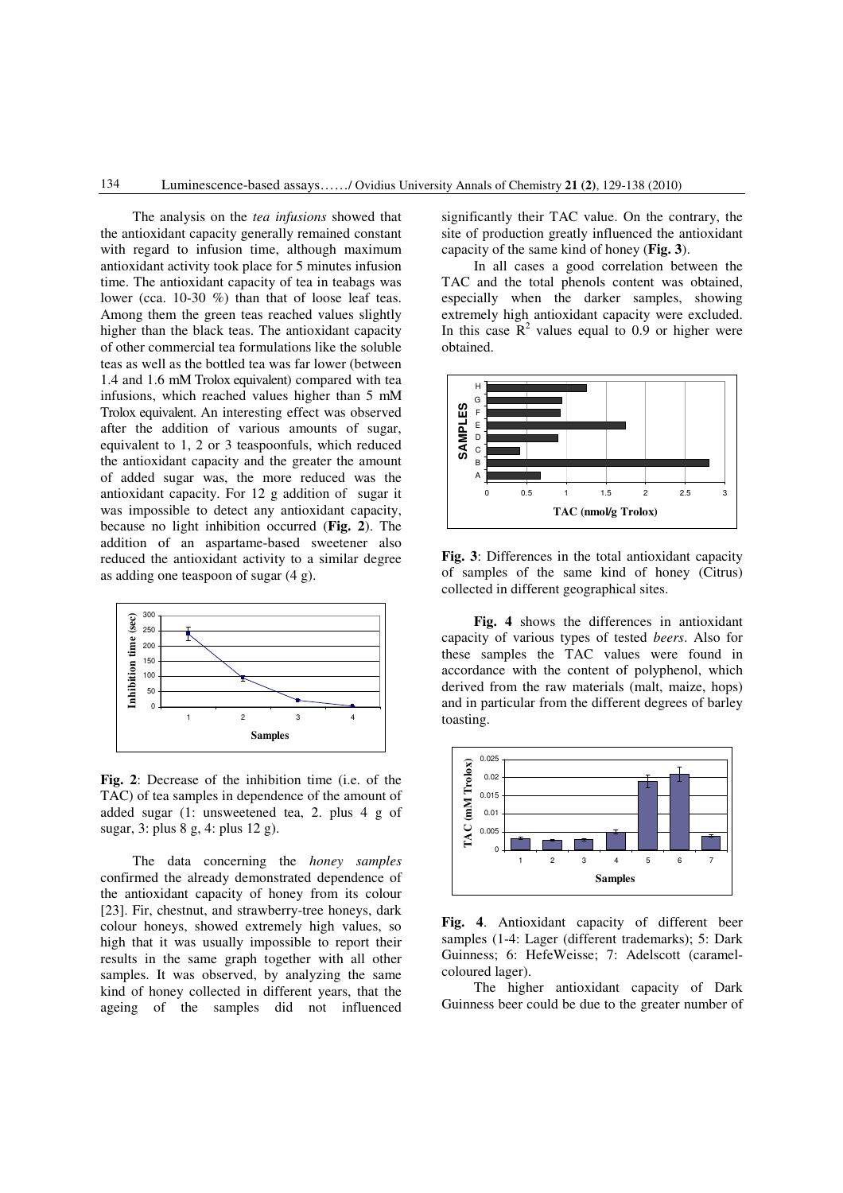The analysis on the *tea infusions* showed that the antioxidant capacity generally remained constant with regard to infusion time, although maximum antioxidant activity took place for 5 minutes infusion time. The antioxidant capacity of tea in teabags was lower (cca. 10-30 %) than that of loose leaf teas. Among them the green teas reached values slightly higher than the black teas. The antioxidant capacity of other commercial tea formulations like the soluble teas as well as the bottled tea was far lower (between 1.4 and 1.6 mM Trolox equivalent) compared with tea infusions, which reached values higher than 5 mM Trolox equivalent. An interesting effect was observed after the addition of various amounts of sugar, equivalent to 1, 2 or 3 teaspoonfuls, which reduced the antioxidant capacity and the greater the amount of added sugar was, the more reduced was the antioxidant capacity. For 12 g addition of sugar it was impossible to detect any antioxidant capacity, because no light inhibition occurred (**Fig. 2**). The addition of an aspartame-based sweetener also reduced the antioxidant activity to a similar degree as adding one teaspoon of sugar (4 g).

**Fig. 2**: Decrease of the inhibition time (i.e. of the TAC) of tea samples in dependence of the amount of added sugar (1: unsweetened tea, 2. plus 4 g of sugar, 3: plus 8 g, 4: plus 12 g).

The data concerning the *honey samples* confirmed the already demonstrated dependence of the antioxidant capacity of honey from its colour [23]. Fir, chestnut, and strawberry-tree honeys, dark colour honeys, showed extremely high values, so high that it was usually impossible to report their results in the same graph together with all other samples. It was observed, by analyzing the same kind of honey collected in different years, that the ageing of the samples did not influenced significantly their TAC value. On the contrary, the site of production greatly influenced the antioxidant capacity of the same kind of honey (**Fig. 3**).

In all cases a good correlation between the TAC and the total phenols content was obtained, especially when the darker samples, showing extremely high antioxidant capacity were excluded. In this case $R^2$ values equal to 0.9 or higher were obtained.

**Fig. 3**: Differences in the total antioxidant capacity of samples of the same kind of honey (Citrus) collected in different geographical sites.

**Fig. 4** shows the differences in antioxidant capacity of various types of tested *beers*. Also for these samples the TAC values were found in accordance with the content of polyphenol, which derived from the raw materials (malt, maize, hops) and in particular from the different degrees of barley toasting.

**Fig. 4**. Antioxidant capacity of different beer samples (1-4: Lager (different trademarks); 5: Dark Guinness; 6: HefeWeisse; 7: Adelscott (caramel-coloured lager).

The higher antioxidant capacity of Dark Guinness beer could be due to the greater number of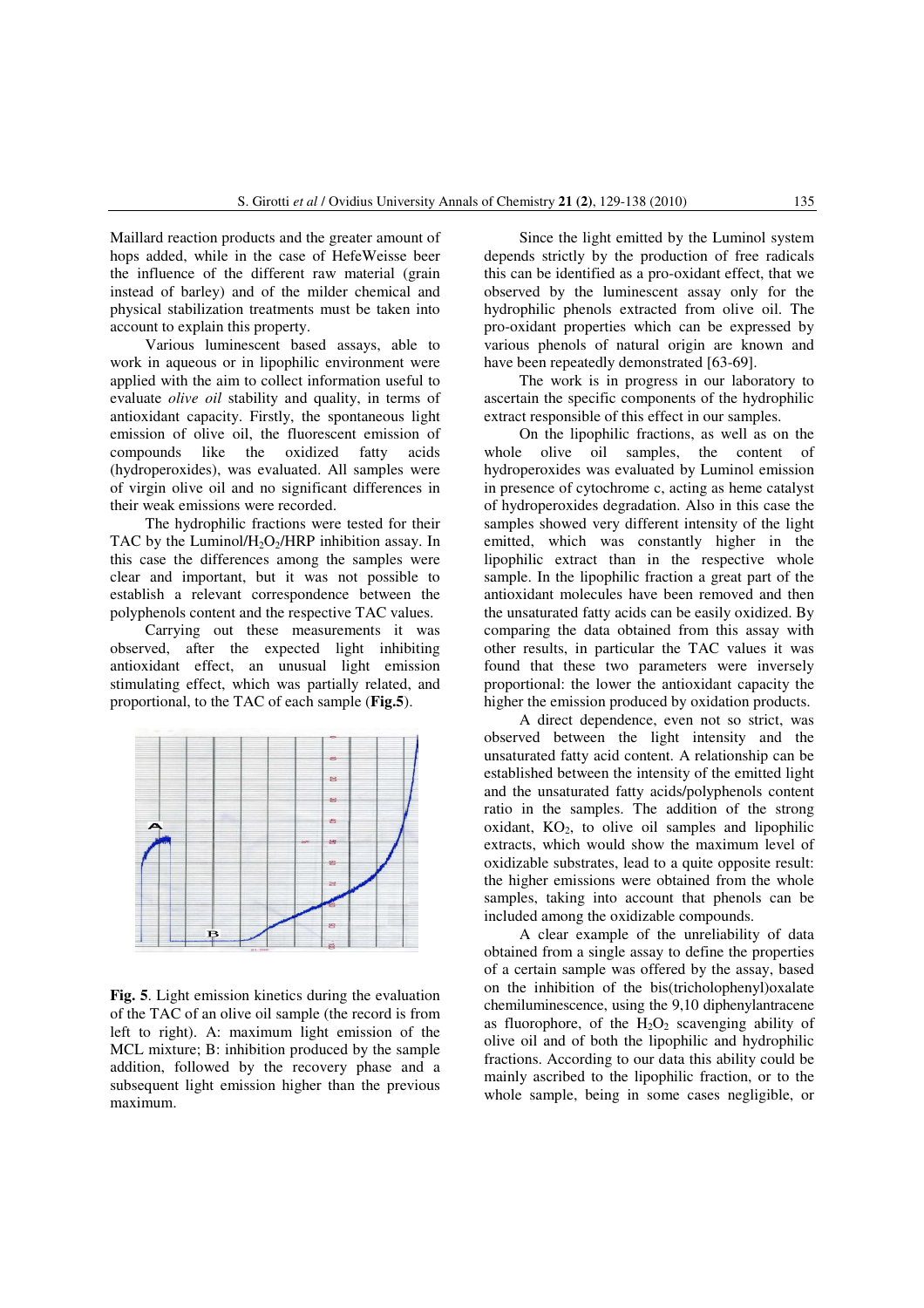Maillard reaction products and the greater amount of hops added, while in the case of HefeWeisse beer the influence of the different raw material (grain instead of barley) and of the milder chemical and physical stabilization treatments must be taken into account to explain this property.

Various luminescent based assays, able to work in aqueous or in lipophilic environment were applied with the aim to collect information useful to evaluate *olive oil* stability and quality, in terms of antioxidant capacity. Firstly, the spontaneous light emission of olive oil, the fluorescent emission of compounds like the oxidized fatty acids (hydroperoxides), was evaluated. All samples were of virgin olive oil and no significant differences in their weak emissions were recorded.

The hydrophilic fractions were tested for their TAC by the Luminol/$H_2O_2$/HRP inhibition assay. In this case the differences among the samples were clear and important, but it was not possible to establish a relevant correspondence between the polyphenols content and the respective TAC values.

Carrying out these measurements it was observed, after the expected light inhibiting antioxidant effect, an unusual light emission stimulating effect, which was partially related, and proportional, to the TAC of each sample (**Fig.5**).

**Fig. 5**. Light emission kinetics during the evaluation of the TAC of an olive oil sample (the record is from left to right). A: maximum light emission of the MCL mixture; B: inhibition produced by the sample addition, followed by the recovery phase and a subsequent light emission higher than the previous maximum.

Since the light emitted by the Luminol system depends strictly by the production of free radicals this can be identified as a pro-oxidant effect, that we observed by the luminescent assay only for the hydrophilic phenols extracted from olive oil. The pro-oxidant properties which can be expressed by various phenols of natural origin are known and have been repeatedly demonstrated [63-69].

The work is in progress in our laboratory to ascertain the specific components of the hydrophilic extract responsible of this effect in our samples.

On the lipophilic fractions, as well as on the whole olive oil samples, the content of hydroperoxides was evaluated by Luminol emission in presence of cytochrome c, acting as heme catalyst of hydroperoxides degradation. Also in this case the samples showed very different intensity of the light emitted, which was constantly higher in the lipophilic extract than in the respective whole sample. In the lipophilic fraction a great part of the antioxidant molecules have been removed and then the unsaturated fatty acids can be easily oxidized. By comparing the data obtained from this assay with other results, in particular the TAC values it was found that these two parameters were inversely proportional: the lower the antioxidant capacity the higher the emission produced by oxidation products.

A direct dependence, even not so strict, was observed between the light intensity and the unsaturated fatty acid content. A relationship can be established between the intensity of the emitted light and the unsaturated fatty acids/polyphenols content ratio in the samples. The addition of the strong oxidant, $KO_2$, to olive oil samples and lipophilic extracts, which would show the maximum level of oxidizable substrates, lead to a quite opposite result: the higher emissions were obtained from the whole samples, taking into account that phenols can be included among the oxidizable compounds.

A clear example of the unreliability of data obtained from a single assay to define the properties of a certain sample was offered by the assay, based on the inhibition of the bis(tricholophenyl)oxalate chemiluminescence, using the 9,10 diphenylantracene as fluorophore, of the $H_2O_2$ scavenging ability of olive oil and of both the lipophilic and hydrophilic fractions. According to our data this ability could be mainly ascribed to the lipophilic fraction, or to the whole sample, being in some cases negligible, or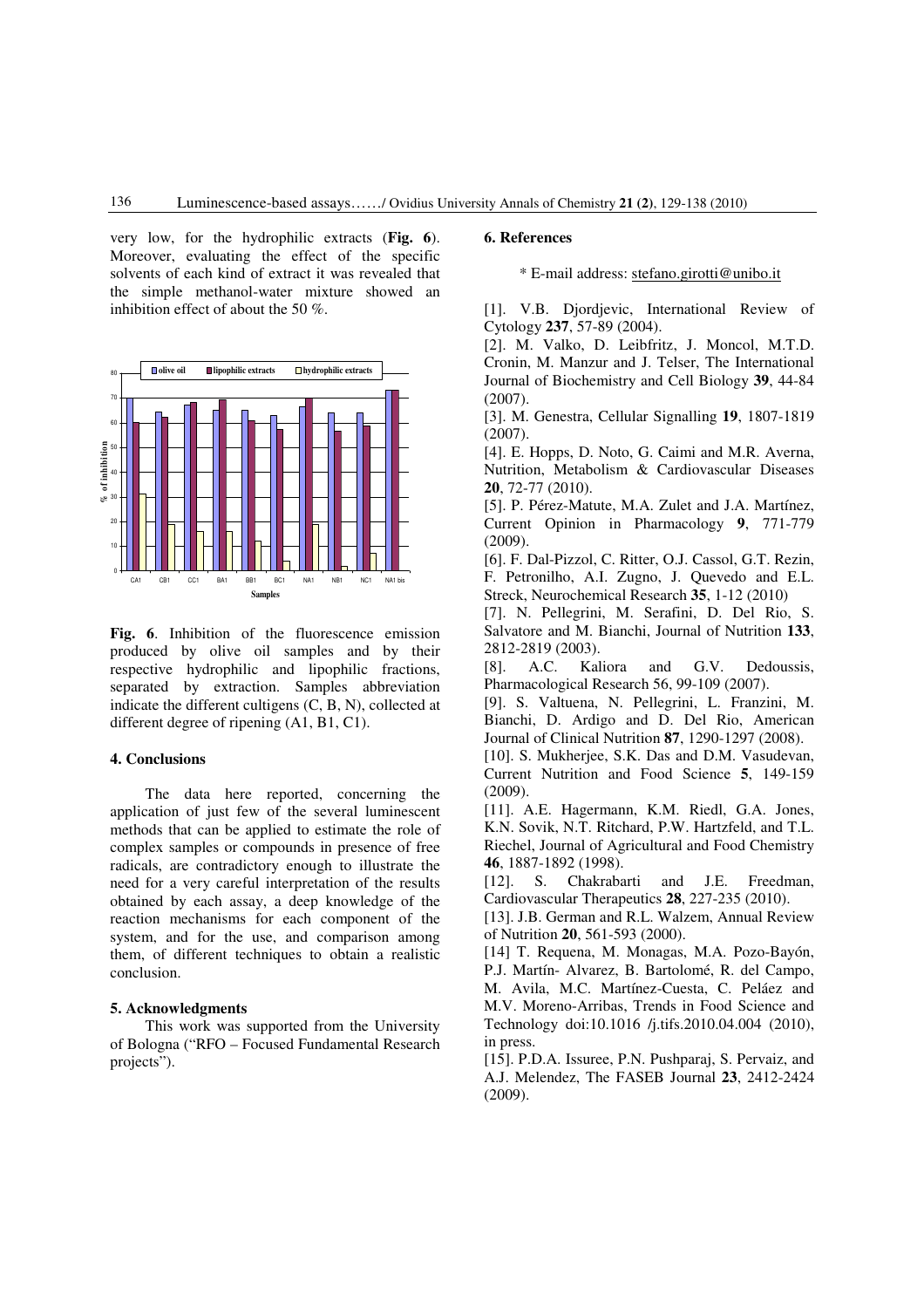very low, for the hydrophilic extracts (**Fig. 6**). Moreover, evaluating the effect of the specific solvents of each kind of extract it was revealed that the simple methanol-water mixture showed an inhibition effect of about the 50 %.

**Fig. 6**. Inhibition of the fluorescence emission produced by olive oil samples and by their respective hydrophilic and lipophilic fractions, separated by extraction. Samples abbreviation indicate the different cultigens (C, B, N), collected at different degree of ripening (A1, B1, C1).

## 4. Conclusions

The data here reported, concerning the application of just few of the several luminescent methods that can be applied to estimate the role of complex samples or compounds in presence of free radicals, are contradictory enough to illustrate the need for a very careful interpretation of the results obtained by each assay, a deep knowledge of the reaction mechanisms for each component of the system, and for the use, and comparison among them, of different techniques to obtain a realistic conclusion.

## 5. Acknowledgments

This work was supported from the University of Bologna ("RFO – Focused Fundamental Research projects").

## 6. References

\* E-mail address: stefano.girotti@unibo.it

[1]. V.B. Djordjevic, International Review of Cytology **237**, 57-89 (2004).

[2]. M. Valko, D. Leibfritz, J. Moncol, M.T.D. Cronin, M. Manzur and J. Telser, The International Journal of Biochemistry and Cell Biology **39**, 44-84 (2007).

[3]. M. Genestra, Cellular Signalling **19**, 1807-1819 (2007).

[4]. E. Hopps, D. Noto, G. Caimi and M.R. Averna, Nutrition, Metabolism & Cardiovascular Diseases **20**, 72-77 (2010).

[5]. P. Pérez-Matute, M.A. Zulet and J.A. Martínez, Current Opinion in Pharmacology **9**, 771-779 (2009).

[6]. F. Dal-Pizzol, C. Ritter, O.J. Cassol, G.T. Rezin, F. Petronilho, A.I. Zugno, J. Quevedo and E.L. Streck, Neurochemical Research **35**, 1-12 (2010)

[7]. N. Pellegrini, M. Serafini, D. Del Rio, S. Salvatore and M. Bianchi, Journal of Nutrition **133**, 2812-2819 (2003).

[8]. A.C. Kaliora and G.V. Dedoussis, Pharmacological Research 56, 99-109 (2007).

[9]. S. Valtuena, N. Pellegrini, L. Franzini, M. Bianchi, D. Ardigo and D. Del Rio, American Journal of Clinical Nutrition **87**, 1290-1297 (2008).

[10]. S. Mukherjee, S.K. Das and D.M. Vasudevan, Current Nutrition and Food Science **5**, 149-159 (2009).

[11]. A.E. Hagermann, K.M. Riedl, G.A. Jones, K.N. Sovik, N.T. Ritchard, P.W. Hartzfeld, and T.L. Riechel, Journal of Agricultural and Food Chemistry **46**, 1887-1892 (1998).

[12]. S. Chakrabarti and J.E. Freedman, Cardiovascular Therapeutics **28**, 227-235 (2010).

[13]. J.B. German and R.L. Walzem, Annual Review of Nutrition **20**, 561-593 (2000).

[14] T. Requena, M. Monagas, M.A. Pozo-Bayón, P.J. Martín- Alvarez, B. Bartolomé, R. del Campo, M. Avila, M.C. Martínez-Cuesta, C. Peláez and M.V. Moreno-Arribas, Trends in Food Science and Technology doi:10.1016 /j.tifs.2010.04.004 (2010), in press.

[15]. P.D.A. Issuree, P.N. Pushparaj, S. Pervaiz, and A.J. Melendez, The FASEB Journal **23**, 2412-2424 (2009).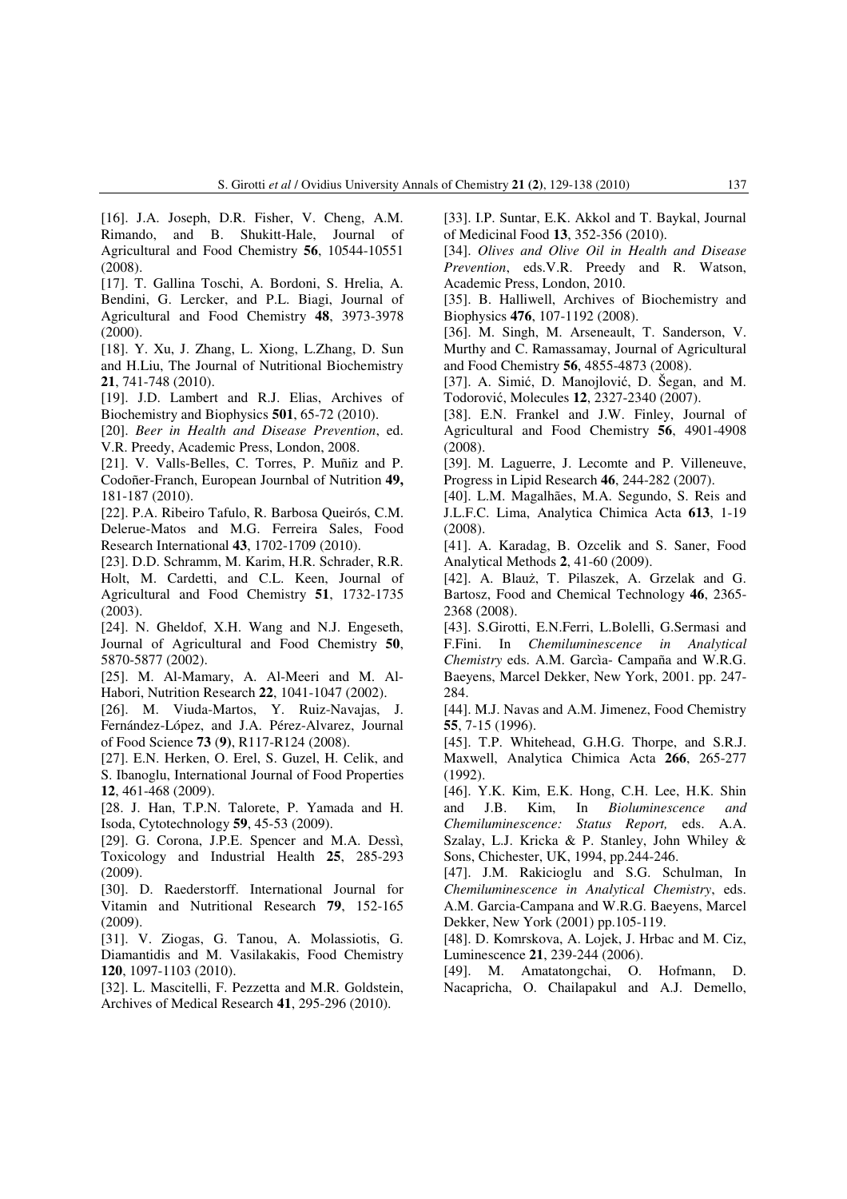[16]. J.A. Joseph, D.R. Fisher, V. Cheng, A.M. Rimando, and B. Shukitt-Hale, Journal of Agricultural and Food Chemistry **56**, 10544-10551 (2008).

[17]. T. Gallina Toschi, A. Bordoni, S. Hrelia, A. Bendini, G. Lercker, and P.L. Biagi, Journal of Agricultural and Food Chemistry **48**, 3973-3978 (2000).

[18]. Y. Xu, J. Zhang, L. Xiong, L.Zhang, D. Sun and H.Liu, The Journal of Nutritional Biochemistry **21**, 741-748 (2010).

[19]. J.D. Lambert and R.J. Elias, Archives of Biochemistry and Biophysics **501**, 65-72 (2010).

[20]. *Beer in Health and Disease Prevention*, ed. V.R. Preedy, Academic Press, London, 2008.

[21]. V. Valls-Belles, C. Torres, P. Muñiz and P. Codoñer-Franch, European Journbal of Nutrition **49,** 181-187 (2010).

[22]. P.A. Ribeiro Tafulo, R. Barbosa Queirós, C.M. Delerue-Matos and M.G. Ferreira Sales, Food Research International **43**, 1702-1709 (2010).

[23]. D.D. Schramm, M. Karim, H.R. Schrader, R.R. Holt, M. Cardetti, and C.L. Keen, Journal of Agricultural and Food Chemistry **51**, 1732-1735 (2003).

[24]. N. Gheldof, X.H. Wang and N.J. Engeseth, Journal of Agricultural and Food Chemistry **50**, 5870-5877 (2002).

[25]. M. Al-Mamary, A. Al-Meeri and M. Al-Habori, Nutrition Research **22**, 1041-1047 (2002).

[26]. M. Viuda-Martos, Y. Ruiz-Navajas, J. Fernández-López, and J.A. Pérez-Alvarez, Journal of Food Science **73** (**9**), R117-R124 (2008).

[27]. E.N. Herken, O. Erel, S. Guzel, H. Celik, and S. Ibanoglu, International Journal of Food Properties **12**, 461-468 (2009).

[28]. J. Han, T.P.N. Talorete, P. Yamada and H. Isoda, Cytotechnology **59**, 45-53 (2009).

[29]. G. Corona, J.P.E. Spencer and M.A. Dessì, Toxicology and Industrial Health **25**, 285-293 (2009).

[30]. D. Raederstorff. International Journal for Vitamin and Nutritional Research **79**, 152-165 (2009).

[31]. V. Ziogas, G. Tanou, A. Molassiotis, G. Diamantidis and M. Vasilakakis, Food Chemistry **120**, 1097-1103 (2010).

[32]. L. Mascitelli, F. Pezzetta and M.R. Goldstein, Archives of Medical Research **41**, 295-296 (2010).

[33]. I.P. Suntar, E.K. Akkol and T. Baykal, Journal of Medicinal Food **13**, 352-356 (2010).

[34]. *Olives and Olive Oil in Health and Disease Prevention*, eds.V.R. Preedy and R. Watson, Academic Press, London, 2010.

[35]. B. Halliwell, Archives of Biochemistry and Biophysics **476**, 107-1192 (2008).

[36]. M. Singh, M. Arseneault, T. Sanderson, V. Murthy and C. Ramassamay, Journal of Agricultural and Food Chemistry **56**, 4855-4873 (2008).

[37]. A. Simić, D. Manojlović, D. Šegan, and M. Todorović, Molecules **12**, 2327-2340 (2007).

[38]. E.N. Frankel and J.W. Finley, Journal of Agricultural and Food Chemistry **56**, 4901-4908 (2008).

[39]. M. Laguerre, J. Lecomte and P. Villeneuve, Progress in Lipid Research **46**, 244-282 (2007).

[40]. L.M. Magalhães, M.A. Segundo, S. Reis and J.L.F.C. Lima, Analytica Chimica Acta **613**, 1-19 (2008).

[41]. A. Karadag, B. Ozcelik and S. Saner, Food Analytical Methods **2**, 41-60 (2009).

[42]. A. Blauż, T. Pilaszek, A. Grzelak and G. Bartosz, Food and Chemical Technology **46**, 2365-2368 (2008).

[43]. S.Girotti, E.N.Ferri, L.Bolelli, G.Sermasi and F.Fini. In *Chemiluminescence in Analytical Chemistry* eds. A.M. Garcìa- Campaña and W.R.G. Baeyens, Marcel Dekker, New York, 2001. pp. 247-284.

[44]. M.J. Navas and A.M. Jimenez, Food Chemistry **55**, 7-15 (1996).

[45]. T.P. Whitehead, G.H.G. Thorpe, and S.R.J. Maxwell, Analytica Chimica Acta **266**, 265-277 (1992).

[46]. Y.K. Kim, E.K. Hong, C.H. Lee, H.K. Shin and J.B. Kim, In *Bioluminescence and Chemiluminescence: Status Report,* eds. A.A. Szalay, L.J. Kricka & P. Stanley, John Whiley & Sons, Chichester, UK, 1994, pp.244-246.

[47]. J.M. Rakicioglu and S.G. Schulman, In *Chemiluminescence in Analytical Chemistry*, eds. A.M. Garcia-Campana and W.R.G. Baeyens, Marcel Dekker, New York (2001) pp.105-119.

[48]. D. Komrskova, A. Lojek, J. Hrbac and M. Ciz, Luminescence **21**, 239-244 (2006).

[49]. M. Amatatongchai, O. Hofmann, D. Nacapricha, O. Chailapakul and A.J. Demello,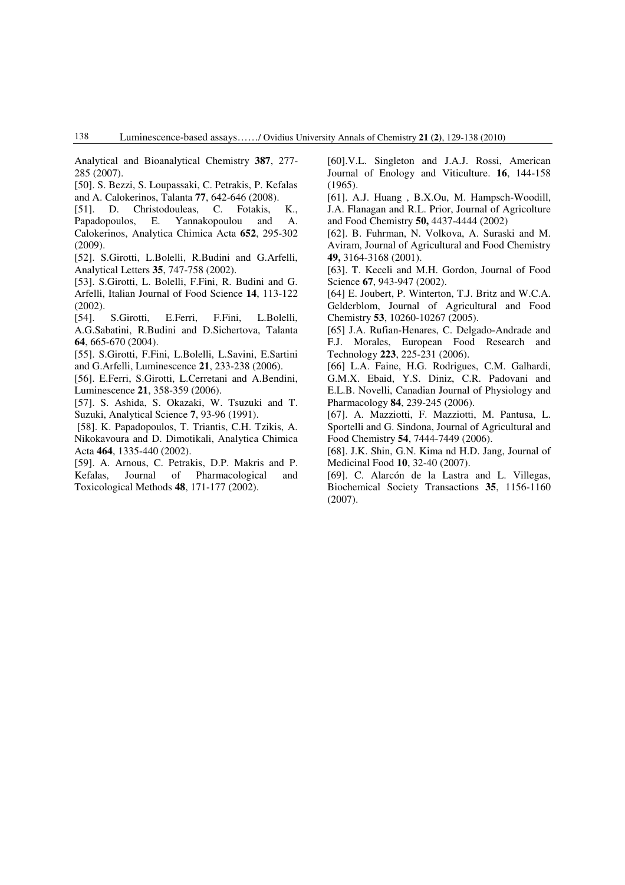Analytical and Bioanalytical Chemistry **387**, 277-285 (2007).

[50]. S. Bezzi, S. Loupassaki, C. Petrakis, P. Kefalas and A. Calokerinos, Talanta **77**, 642-646 (2008).

[51]. D. Christodouleas, C. Fotakis, K., Papadopoulos, E. Yannakopoulou and A. Calokerinos, Analytica Chimica Acta **652**, 295-302 (2009).

[52]. S.Girotti, L.Bolelli, R.Budini and G.Arfelli, Analytical Letters **35**, 747-758 (2002).

[53]. S.Girotti, L. Bolelli, F.Fini, R. Budini and G. Arfelli, Italian Journal of Food Science **14**, 113-122 (2002).

[54]. S.Girotti, E.Ferri, F.Fini, L.Bolelli, A.G.Sabatini, R.Budini and D.Sichertova, Talanta **64**, 665-670 (2004).

[55]. S.Girotti, F.Fini, L.Bolelli, L.Savini, E.Sartini and G.Arfelli, Luminescence **21**, 233-238 (2006).

[56]. E.Ferri, S.Girotti, L.Cerretani and A.Bendini, Luminescence **21**, 358-359 (2006).

[57]. S. Ashida, S. Okazaki, W. Tsuzuki and T. Suzuki, Analytical Science **7**, 93-96 (1991).

[58]. K. Papadopoulos, T. Triantis, C.H. Tzikis, A. Nikokavoura and D. Dimotikali, Analytica Chimica Acta **464**, 1335-440 (2002).

[59]. A. Arnous, C. Petrakis, D.P. Makris and P. Kefalas, Journal of Pharmacological and Toxicological Methods **48**, 171-177 (2002).

[60].V.L. Singleton and J.A.J. Rossi, American Journal of Enology and Viticulture. **16**, 144-158 (1965).

[61]. A.J. Huang , B.X.Ou, M. Hampsch-Woodill, J.A. Flanagan and R.L. Prior, Journal of Agricolture and Food Chemistry **50,** 4437-4444 (2002)

[62]. B. Fuhrman, N. Volkova, A. Suraski and M. Aviram, Journal of Agricultural and Food Chemistry **49,** 3164-3168 (2001).

[63]. T. Keceli and M.H. Gordon, Journal of Food Science **67**, 943-947 (2002).

[64] E. Joubert, P. Winterton, T.J. Britz and W.C.A. Gelderblom, Journal of Agricultural and Food Chemistry **53**, 10260-10267 (2005).

[65] J.A. Rufian-Henares, C. Delgado-Andrade and F.J. Morales, European Food Research and Technology **223**, 225-231 (2006).

[66] L.A. Faine, H.G. Rodrigues, C.M. Galhardi, G.M.X. Ebaid, Y.S. Diniz, C.R. Padovani and E.L.B. Novelli, Canadian Journal of Physiology and Pharmacology **84**, 239-245 (2006).

[67]. A. Mazziotti, F. Mazziotti, M. Pantusa, L. Sportelli and G. Sindona, Journal of Agricultural and Food Chemistry **54**, 7444-7449 (2006).

[68]. J.K. Shin, G.N. Kima nd H.D. Jang, Journal of Medicinal Food **10**, 32-40 (2007).

[69]. C. Alarcón de la Lastra and L. Villegas, Biochemical Society Transactions **35**, 1156-1160 (2007).